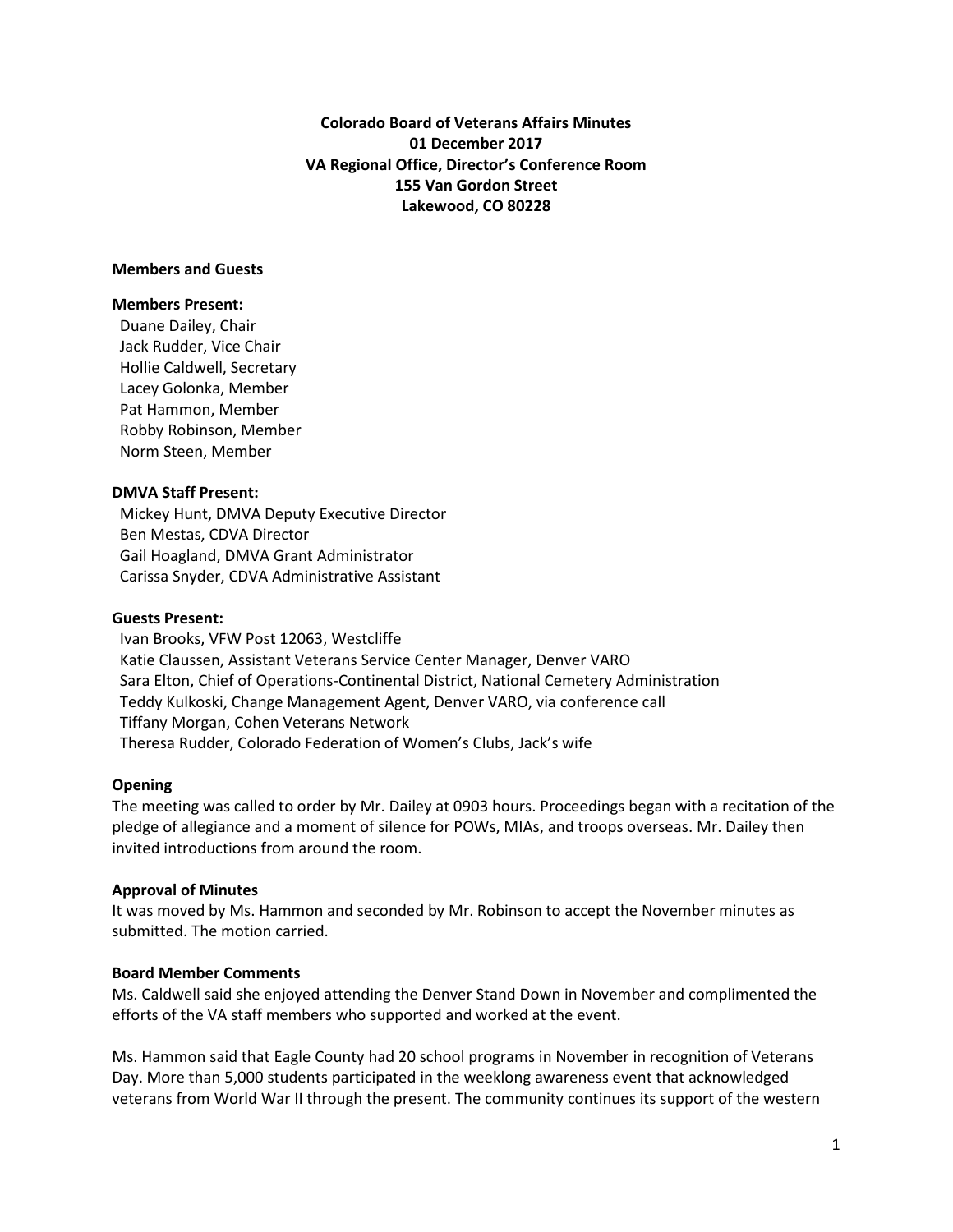**Colorado Board of Veterans Affairs Minutes**
**01 December 2017**
**VA Regional Office, Director's Conference Room**
**155 Van Gordon Street**
**Lakewood, CO 80228**

**Members and Guests**

**Members Present:**
Duane Dailey, Chair
Jack Rudder, Vice Chair
Hollie Caldwell, Secretary
Lacey Golonka, Member
Pat Hammon, Member
Robby Robinson, Member
Norm Steen, Member

**DMVA Staff Present:**
Mickey Hunt, DMVA Deputy Executive Director
Ben Mestas, CDVA Director
Gail Hoagland, DMVA Grant Administrator
Carissa Snyder, CDVA Administrative Assistant

**Guests Present:**
Ivan Brooks, VFW Post 12063, Westcliffe
Katie Claussen, Assistant Veterans Service Center Manager, Denver VARO
Sara Elton, Chief of Operations-Continental District, National Cemetery Administration
Teddy Kulkoski, Change Management Agent, Denver VARO, via conference call
Tiffany Morgan, Cohen Veterans Network
Theresa Rudder, Colorado Federation of Women's Clubs, Jack's wife

**Opening**
The meeting was called to order by Mr. Dailey at 0903 hours. Proceedings began with a recitation of the pledge of allegiance and a moment of silence for POWs, MIAs, and troops overseas. Mr. Dailey then invited introductions from around the room.

**Approval of Minutes**
It was moved by Ms. Hammon and seconded by Mr. Robinson to accept the November minutes as submitted. The motion carried.

**Board Member Comments**
Ms. Caldwell said she enjoyed attending the Denver Stand Down in November and complimented the efforts of the VA staff members who supported and worked at the event.

Ms. Hammon said that Eagle County had 20 school programs in November in recognition of Veterans Day. More than 5,000 students participated in the weeklong awareness event that acknowledged veterans from World War II through the present. The community continues its support of the western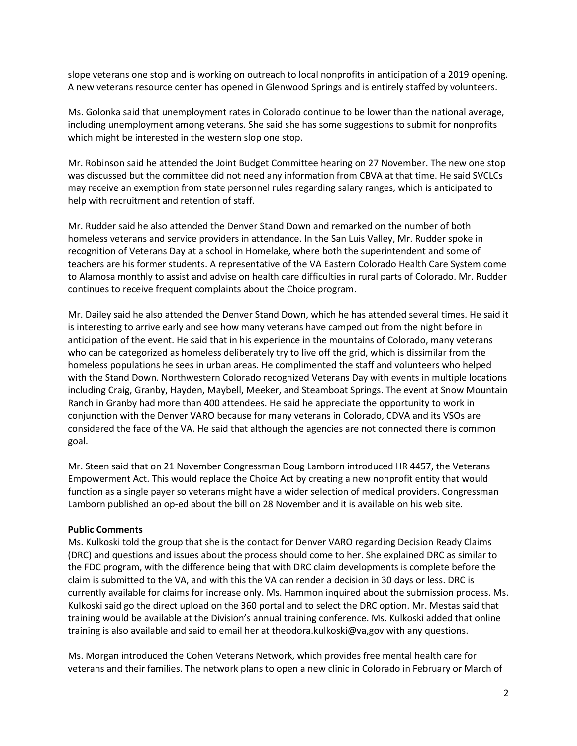slope veterans one stop and is working on outreach to local nonprofits in anticipation of a 2019 opening. A new veterans resource center has opened in Glenwood Springs and is entirely staffed by volunteers.

Ms. Golonka said that unemployment rates in Colorado continue to be lower than the national average, including unemployment among veterans. She said she has some suggestions to submit for nonprofits which might be interested in the western slop one stop.

Mr. Robinson said he attended the Joint Budget Committee hearing on 27 November. The new one stop was discussed but the committee did not need any information from CBVA at that time. He said SVCLCs may receive an exemption from state personnel rules regarding salary ranges, which is anticipated to help with recruitment and retention of staff.

Mr. Rudder said he also attended the Denver Stand Down and remarked on the number of both homeless veterans and service providers in attendance. In the San Luis Valley, Mr. Rudder spoke in recognition of Veterans Day at a school in Homelake, where both the superintendent and some of teachers are his former students. A representative of the VA Eastern Colorado Health Care System come to Alamosa monthly to assist and advise on health care difficulties in rural parts of Colorado. Mr. Rudder continues to receive frequent complaints about the Choice program.

Mr. Dailey said he also attended the Denver Stand Down, which he has attended several times. He said it is interesting to arrive early and see how many veterans have camped out from the night before in anticipation of the event. He said that in his experience in the mountains of Colorado, many veterans who can be categorized as homeless deliberately try to live off the grid, which is dissimilar from the homeless populations he sees in urban areas. He complimented the staff and volunteers who helped with the Stand Down. Northwestern Colorado recognized Veterans Day with events in multiple locations including Craig, Granby, Hayden, Maybell, Meeker, and Steamboat Springs. The event at Snow Mountain Ranch in Granby had more than 400 attendees. He said he appreciate the opportunity to work in conjunction with the Denver VARO because for many veterans in Colorado, CDVA and its VSOs are considered the face of the VA. He said that although the agencies are not connected there is common goal.

Mr. Steen said that on 21 November Congressman Doug Lamborn introduced HR 4457, the Veterans Empowerment Act. This would replace the Choice Act by creating a new nonprofit entity that would function as a single payer so veterans might have a wider selection of medical providers. Congressman Lamborn published an op-ed about the bill on 28 November and it is available on his web site.

**Public Comments**

Ms. Kulkoski told the group that she is the contact for Denver VARO regarding Decision Ready Claims (DRC) and questions and issues about the process should come to her. She explained DRC as similar to the FDC program, with the difference being that with DRC claim developments is complete before the claim is submitted to the VA, and with this the VA can render a decision in 30 days or less. DRC is currently available for claims for increase only. Ms. Hammon inquired about the submission process. Ms. Kulkoski said go the direct upload on the 360 portal and to select the DRC option. Mr. Mestas said that training would be available at the Division's annual training conference. Ms. Kulkoski added that online training is also available and said to email her at theodora.kulkoski@va,gov with any questions.

Ms. Morgan introduced the Cohen Veterans Network, which provides free mental health care for veterans and their families. The network plans to open a new clinic in Colorado in February or March of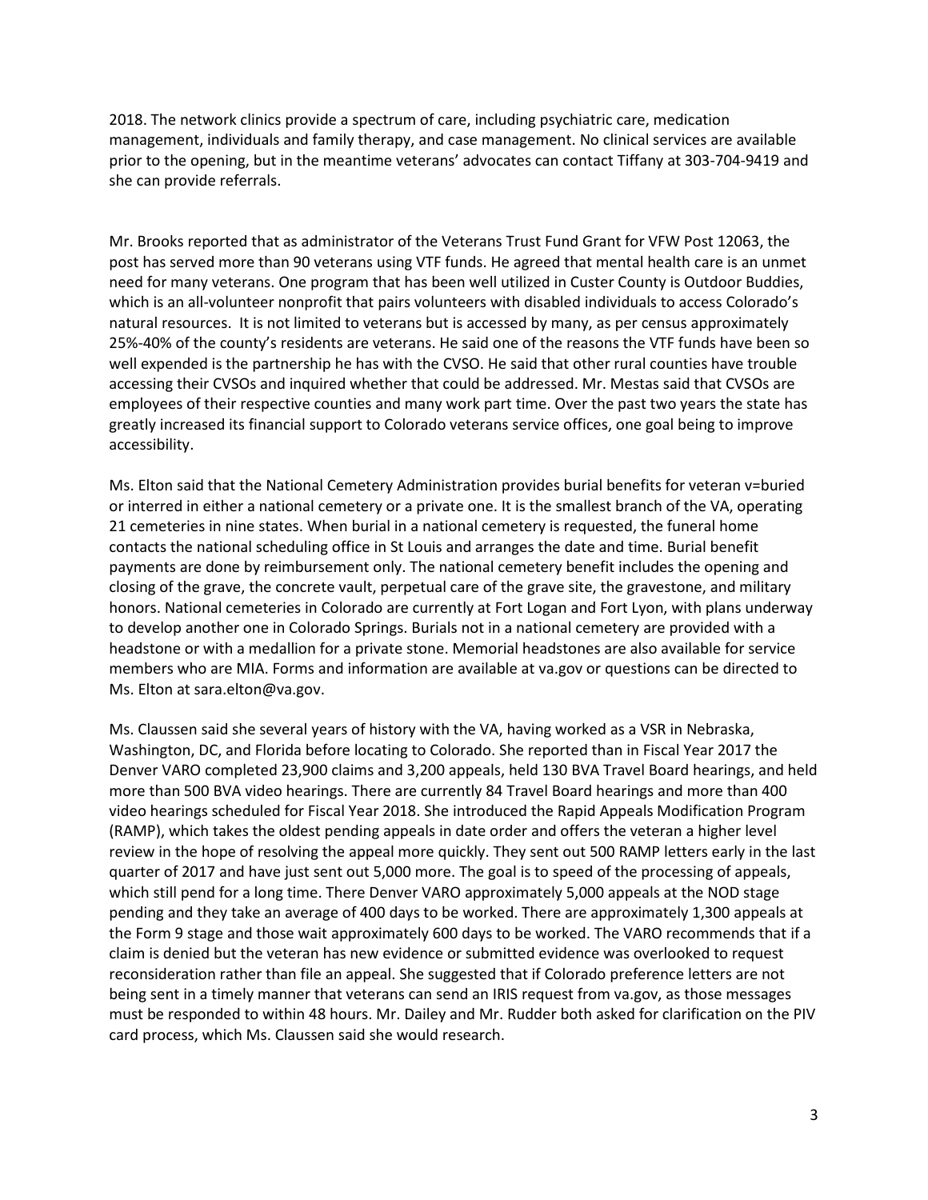2018. The network clinics provide a spectrum of care, including psychiatric care, medication management, individuals and family therapy, and case management. No clinical services are available prior to the opening, but in the meantime veterans' advocates can contact Tiffany at 303-704-9419 and she can provide referrals.

Mr. Brooks reported that as administrator of the Veterans Trust Fund Grant for VFW Post 12063, the post has served more than 90 veterans using VTF funds. He agreed that mental health care is an unmet need for many veterans. One program that has been well utilized in Custer County is Outdoor Buddies, which is an all-volunteer nonprofit that pairs volunteers with disabled individuals to access Colorado's natural resources. It is not limited to veterans but is accessed by many, as per census approximately 25%-40% of the county's residents are veterans. He said one of the reasons the VTF funds have been so well expended is the partnership he has with the CVSO. He said that other rural counties have trouble accessing their CVSOs and inquired whether that could be addressed. Mr. Mestas said that CVSOs are employees of their respective counties and many work part time. Over the past two years the state has greatly increased its financial support to Colorado veterans service offices, one goal being to improve accessibility.

Ms. Elton said that the National Cemetery Administration provides burial benefits for veteran v=buried or interred in either a national cemetery or a private one. It is the smallest branch of the VA, operating 21 cemeteries in nine states. When burial in a national cemetery is requested, the funeral home contacts the national scheduling office in St Louis and arranges the date and time. Burial benefit payments are done by reimbursement only. The national cemetery benefit includes the opening and closing of the grave, the concrete vault, perpetual care of the grave site, the gravestone, and military honors. National cemeteries in Colorado are currently at Fort Logan and Fort Lyon, with plans underway to develop another one in Colorado Springs. Burials not in a national cemetery are provided with a headstone or with a medallion for a private stone. Memorial headstones are also available for service members who are MIA. Forms and information are available at va.gov or questions can be directed to Ms. Elton at sara.elton@va.gov.

Ms. Claussen said she several years of history with the VA, having worked as a VSR in Nebraska, Washington, DC, and Florida before locating to Colorado. She reported than in Fiscal Year 2017 the Denver VARO completed 23,900 claims and 3,200 appeals, held 130 BVA Travel Board hearings, and held more than 500 BVA video hearings. There are currently 84 Travel Board hearings and more than 400 video hearings scheduled for Fiscal Year 2018. She introduced the Rapid Appeals Modification Program (RAMP), which takes the oldest pending appeals in date order and offers the veteran a higher level review in the hope of resolving the appeal more quickly. They sent out 500 RAMP letters early in the last quarter of 2017 and have just sent out 5,000 more. The goal is to speed of the processing of appeals, which still pend for a long time. There Denver VARO approximately 5,000 appeals at the NOD stage pending and they take an average of 400 days to be worked. There are approximately 1,300 appeals at the Form 9 stage and those wait approximately 600 days to be worked. The VARO recommends that if a claim is denied but the veteran has new evidence or submitted evidence was overlooked to request reconsideration rather than file an appeal. She suggested that if Colorado preference letters are not being sent in a timely manner that veterans can send an IRIS request from va.gov, as those messages must be responded to within 48 hours. Mr. Dailey and Mr. Rudder both asked for clarification on the PIV card process, which Ms. Claussen said she would research.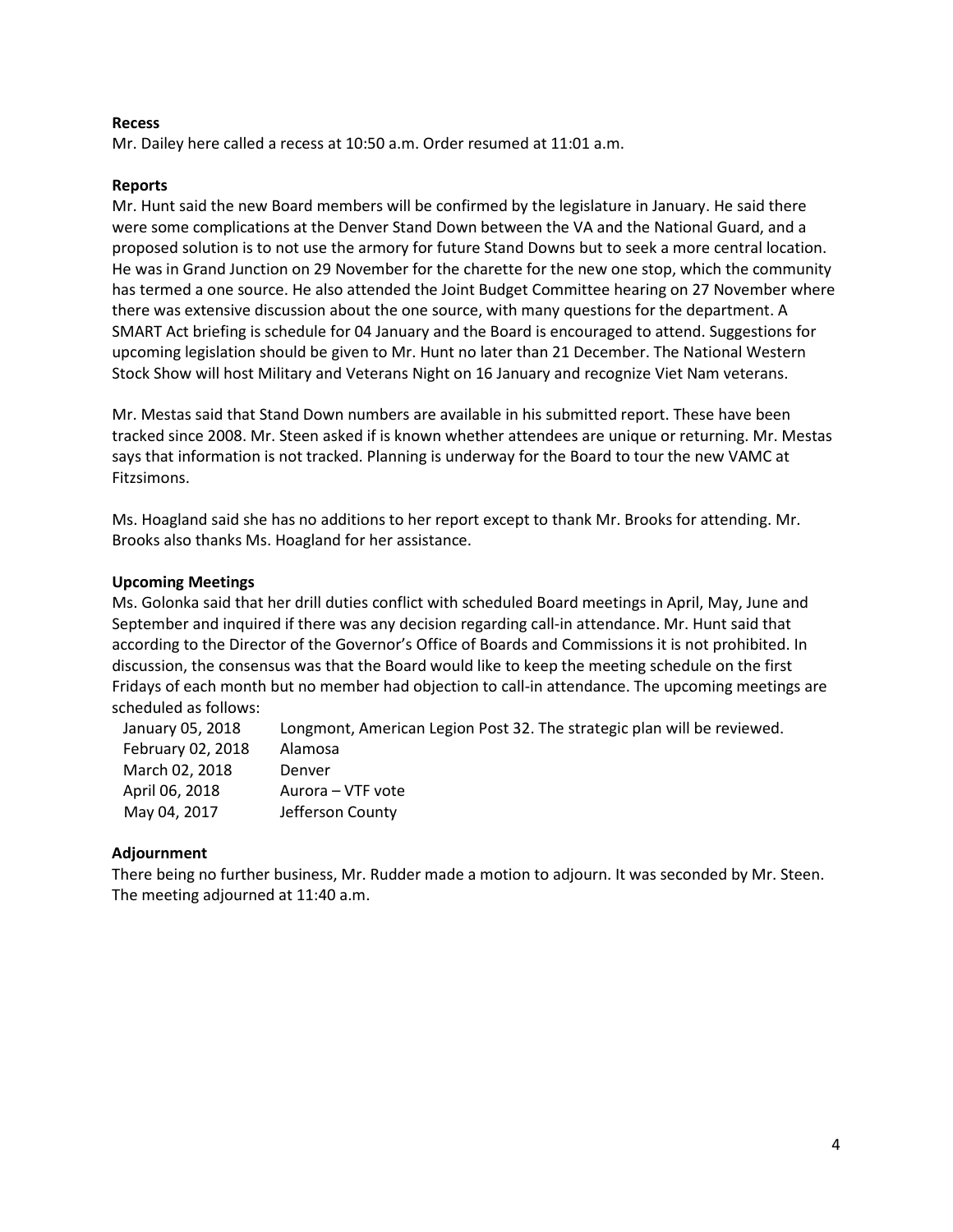**Recess**

Mr. Dailey here called a recess at 10:50 a.m. Order resumed at 11:01 a.m.

**Reports**

Mr. Hunt said the new Board members will be confirmed by the legislature in January. He said there were some complications at the Denver Stand Down between the VA and the National Guard, and a proposed solution is to not use the armory for future Stand Downs but to seek a more central location. He was in Grand Junction on 29 November for the charette for the new one stop, which the community has termed a one source. He also attended the Joint Budget Committee hearing on 27 November where there was extensive discussion about the one source, with many questions for the department. A SMART Act briefing is schedule for 04 January and the Board is encouraged to attend. Suggestions for upcoming legislation should be given to Mr. Hunt no later than 21 December. The National Western Stock Show will host Military and Veterans Night on 16 January and recognize Viet Nam veterans.

Mr. Mestas said that Stand Down numbers are available in his submitted report. These have been tracked since 2008. Mr. Steen asked if is known whether attendees are unique or returning. Mr. Mestas says that information is not tracked. Planning is underway for the Board to tour the new VAMC at Fitzsimons.

Ms. Hoagland said she has no additions to her report except to thank Mr. Brooks for attending. Mr. Brooks also thanks Ms. Hoagland for her assistance.

**Upcoming Meetings**

Ms. Golonka said that her drill duties conflict with scheduled Board meetings in April, May, June and September and inquired if there was any decision regarding call-in attendance. Mr. Hunt said that according to the Director of the Governor's Office of Boards and Commissions it is not prohibited. In discussion, the consensus was that the Board would like to keep the meeting schedule on the first Fridays of each month but no member had objection to call-in attendance. The upcoming meetings are scheduled as follows:

| | |
|---|---|
| January 05, 2018 | Longmont, American Legion Post 32. The strategic plan will be reviewed. |
| February 02, 2018 | Alamosa |
| March 02, 2018 | Denver |
| April 06, 2018 | Aurora – VTF vote |
| May 04, 2017 | Jefferson County |

**Adjournment**

There being no further business, Mr. Rudder made a motion to adjourn. It was seconded by Mr. Steen. The meeting adjourned at 11:40 a.m.